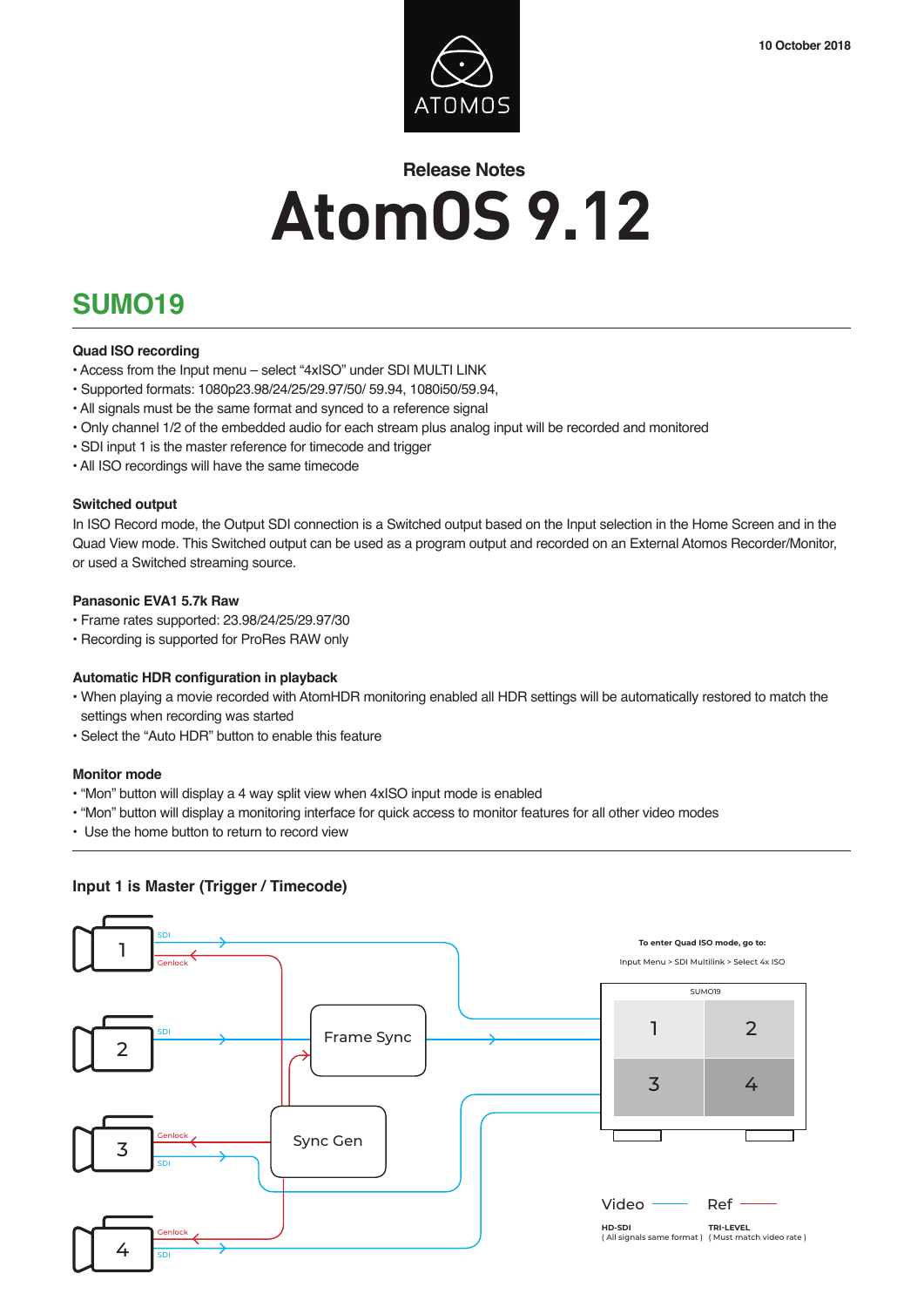10 October 2018

ATOMOS

Release Notes

# AtomOS 9.12

## SUMO19

### Quad ISO recording

- Access from the Input menu – select “4xISO” under SDI MULTI LINK
- Supported formats: 1080p23.98/24/25/29.97/50/ 59.94, 1080i50/59.94,
- All signals must be the same format and synced to a reference signal
- Only channel 1/2 of the embedded audio for each stream plus analog input will be recorded and monitored
- SDI input 1 is the master reference for timecode and trigger
- All ISO recordings will have the same timecode

### Switched output

In ISO Record mode, the Output SDI connection is a Switched output based on the Input selection in the Home Screen and in the Quad View mode. This Switched output can be used as a program output and recorded on an External Atomos Recorder/Monitor, or used a Switched streaming source.

### Panasonic EVA1 5.7k Raw

- Frame rates supported: 23.98/24/25/29.97/30
- Recording is supported for ProRes RAW only

### Automatic HDR configuration in playback

- When playing a movie recorded with AtomHDR monitoring enabled all HDR settings will be automatically restored to match the settings when recording was started
- Select the “Auto HDR” button to enable this feature

### Monitor mode

- “Mon” button will display a 4 way split view when 4xISO input mode is enabled
- “Mon” button will display a monitoring interface for quick access to monitor features for all other video modes
- Use the home button to return to record view

### Input 1 is Master (Trigger / Timecode)

To enter Quad ISO mode, go to:

Input Menu > SDI Multilink > Select 4x ISO

SUMO19

1 2 3 4

SDI, Genlock, Frame Sync, Sync Gen

Video — HD-SDI ( All signals same format )

Ref — TRI-LEVEL ( Must match video rate )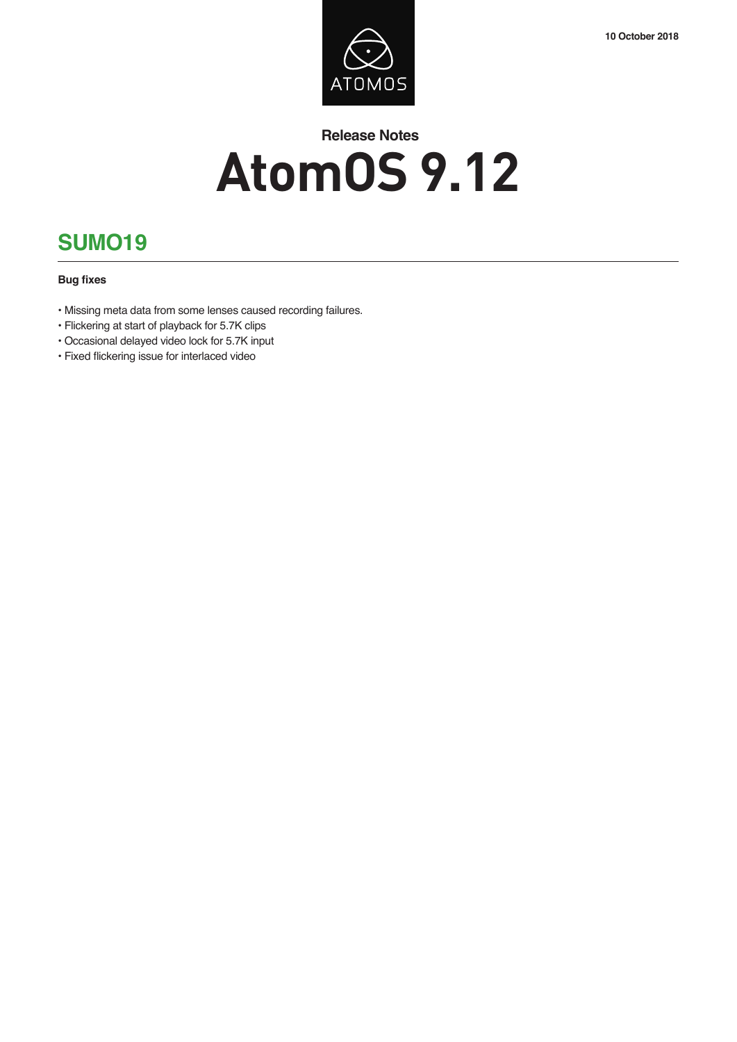ATOMOS

10 October 2018

Release Notes

# AtomOS 9.12

## SUMO19

**Bug fixes**

- Missing meta data from some lenses caused recording failures.
- Flickering at start of playback for 5.7K clips
- Occasional delayed video lock for 5.7K input
- Fixed flickering issue for interlaced video